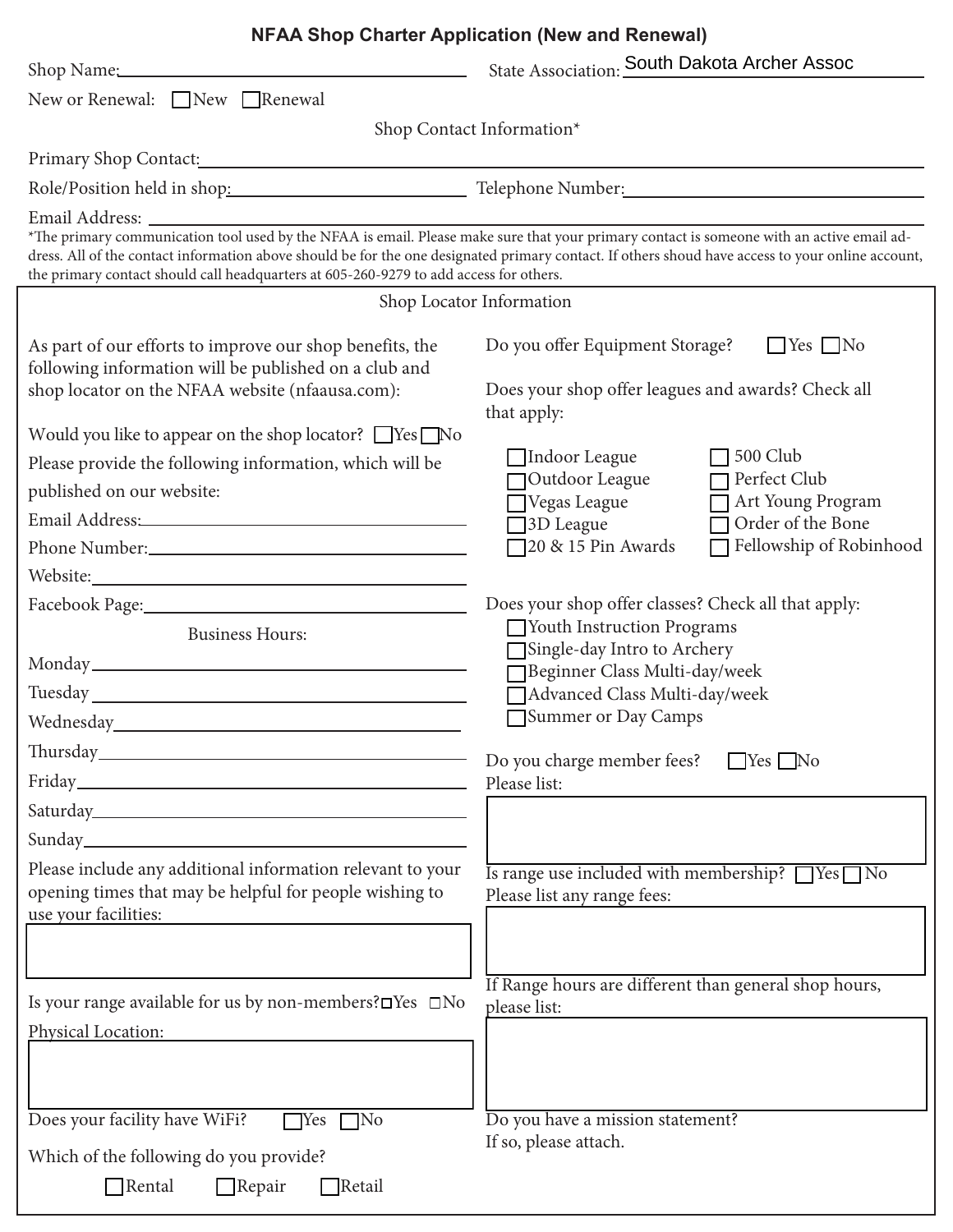# NFAA Shop Charter Application (New and Renewal)

Shop Name: ____________________ State Association: South Dakota Archer Assoc

New or Renewal: ☐ New ☐ Renewal

## Shop Contact Information*

Primary Shop Contact: ____________________

Role/Position held in shop: ____________________ Telephone Number: ____________________

Email Address: ____________________

*The primary communication tool used by the NFAA is email. Please make sure that your primary contact is someone with an active email address. All of the contact information above should be for the one designated primary contact. If others shoud have access to your online account, the primary contact should call headquarters at 605-260-9279 to add access for others.

## Shop Locator Information

As part of our efforts to improve our shop benefits, the following information will be published on a club and shop locator on the NFAA website (nfaausa.com):

Would you like to appear on the shop locator? ☐ Yes ☐ No

Please provide the following information, which will be published on our website:

Email Address: ____________________

Phone Number: ____________________

Website: ____________________

Facebook Page: ____________________

Business Hours:

Monday ____________________

Tuesday ____________________

Wednesday ____________________

Thursday ____________________

Friday ____________________

Saturday ____________________

Sunday ____________________

Please include any additional information relevant to your opening times that may be helpful for people wishing to use your facilities:

____________________

Is your range available for us by non-members? ☐ Yes ☐ No

Physical Location:

____________________

Does your facility have WiFi? ☐ Yes ☐ No

Which of the following do you provide?

☐ Rental ☐ Repair ☐ Retail

Do you offer Equipment Storage? ☐ Yes ☐ No

Does your shop offer leagues and awards? Check all that apply:

- ☐ Indoor League
- ☐ Outdoor League
- ☐ Vegas League
- ☐ 3D League
- ☐ 20 & 15 Pin Awards
- ☐ 500 Club
- ☐ Perfect Club
- ☐ Art Young Program
- ☐ Order of the Bone
- ☐ Fellowship of Robinhood

Does your shop offer classes? Check all that apply:

- ☐ Youth Instruction Programs
- ☐ Single-day Intro to Archery
- ☐ Beginner Class Multi-day/week
- ☐ Advanced Class Multi-day/week
- ☐ Summer or Day Camps

Do you charge member fees? ☐ Yes ☐ No

Please list:

____________________

Is range use included with membership? ☐ Yes ☐ No

Please list any range fees:

____________________

If Range hours are different than general shop hours, please list:

____________________

Do you have a mission statement?

If so, please attach.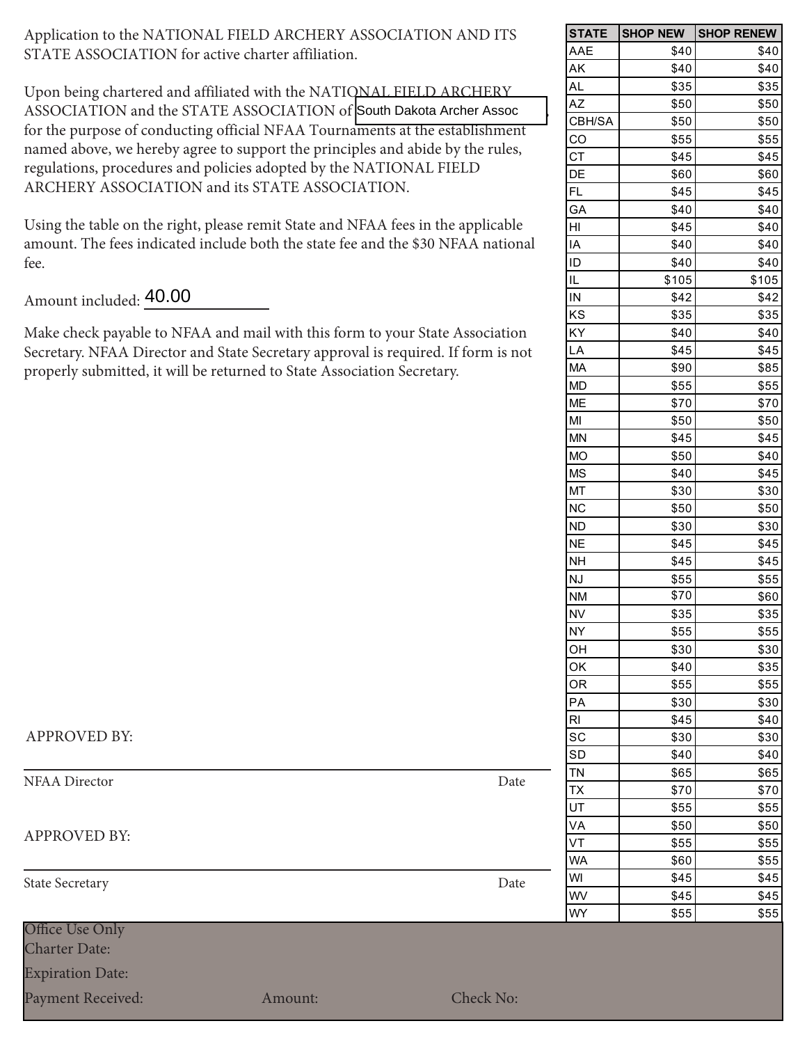Application to the NATIONAL FIELD ARCHERY ASSOCIATION AND ITS STATE ASSOCIATION for active charter affiliation.

Upon being chartered and affiliated with the NATIONAL FIELD ARCHERY ASSOCIATION and the STATE ASSOCIATION of South Dakota Archer Assoc, for the purpose of conducting official NFAA Tournaments at the establishment named above, we hereby agree to support the principles and abide by the rules, regulations, procedures and policies adopted by the NATIONAL FIELD ARCHERY ASSOCIATION and its STATE ASSOCIATION.

Using the table on the right, please remit State and NFAA fees in the applicable amount. The fees indicated include both the state fee and the $30 NFAA national fee.

Amount included: 40.00

Make check payable to NFAA and mail with this form to your State Association Secretary. NFAA Director and State Secretary approval is required. If form is not properly submitted, it will be returned to State Association Secretary.

| STATE | SHOP NEW | SHOP RENEW |
|---|---|---|
| AAE | $40 | $40 |
| AK | $40 | $40 |
| AL | $35 | $35 |
| AZ | $50 | $50 |
| CBH/SA | $50 | $50 |
| CO | $55 | $55 |
| CT | $45 | $45 |
| DE | $60 | $60 |
| FL | $45 | $45 |
| GA | $40 | $40 |
| HI | $45 | $40 |
| IA | $40 | $40 |
| ID | $40 | $40 |
| IL | $105 | $105 |
| IN | $42 | $42 |
| KS | $35 | $35 |
| KY | $40 | $40 |
| LA | $45 | $45 |
| MA | $90 | $85 |
| MD | $55 | $55 |
| ME | $70 | $70 |
| MI | $50 | $50 |
| MN | $45 | $45 |
| MO | $50 | $40 |
| MS | $40 | $45 |
| MT | $30 | $30 |
| NC | $50 | $50 |
| ND | $30 | $30 |
| NE | $45 | $45 |
| NH | $45 | $45 |
| NJ | $55 | $55 |
| NM | $70 | $60 |
| NV | $35 | $35 |
| NY | $55 | $55 |
| OH | $30 | $30 |
| OK | $40 | $35 |
| OR | $55 | $55 |
| PA | $30 | $30 |
| RI | $45 | $40 |
| SC | $30 | $30 |
| SD | $40 | $40 |
| TN | $65 | $65 |
| TX | $70 | $70 |
| UT | $55 | $55 |
| VA | $50 | $50 |
| VT | $55 | $55 |
| WA | $60 | $55 |
| WI | $45 | $45 |
| WV | $45 | $45 |
| WY | $55 | $55 |

APPROVED BY:

NFAA Director Date

APPROVED BY:

State Secretary Date

Office Use Only

Charter Date:

Expiration Date:

Payment Received: Amount: Check No: